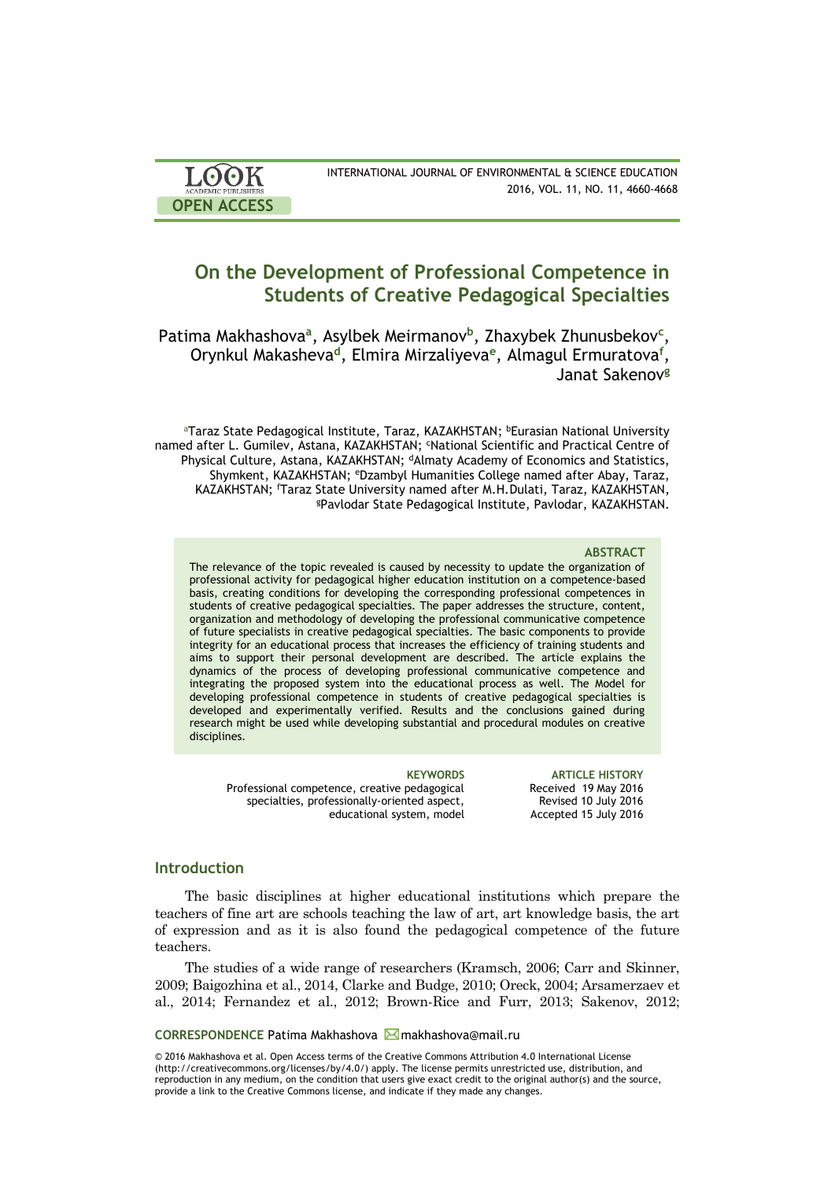# On the Development of Professional Competence in Students of Creative Pedagogical Specialties

Patima Makhashova[a], Asylbek Meirmanov[b], Zhaxybek Zhunusbekov[c], Orynkul Makasheva[d], Elmira Mirzaliyeva[e], Almagul Ermuratova[f], Janat Sakenov[g]

[a]Taraz State Pedagogical Institute, Taraz, KAZAKHSTAN; [b]Eurasian National University named after L. Gumilev, Astana, KAZAKHSTAN; [c]National Scientific and Practical Centre of Physical Culture, Astana, KAZAKHSTAN; [d]Almaty Academy of Economics and Statistics, Shymkent, KAZAKHSTAN; [e]Dzambyl Humanities College named after Abay, Taraz, KAZAKHSTAN; [f]Taraz State University named after M.H.Dulati, Taraz, KAZAKHSTAN, [g]Pavlodar State Pedagogical Institute, Pavlodar, KAZAKHSTAN.

### ABSTRACT

The relevance of the topic revealed is caused by necessity to update the organization of professional activity for pedagogical higher education institution on a competence-based basis, creating conditions for developing the corresponding professional competences in students of creative pedagogical specialties. The paper addresses the structure, content, organization and methodology of developing the professional communicative competence of future specialists in creative pedagogical specialties. The basic components to provide integrity for an educational process that increases the efficiency of training students and aims to support their personal development are described. The article explains the dynamics of the process of developing professional communicative competence and integrating the proposed system into the educational process as well. The Model for developing professional competence in students of creative pedagogical specialties is developed and experimentally verified. Results and the conclusions gained during research might be used while developing substantial and procedural modules on creative disciplines.

**KEYWORDS**
Professional competence, creative pedagogical specialties, professionally-oriented aspect, educational system, model

**ARTICLE HISTORY**
Received 19 May 2016
Revised 10 July 2016
Accepted 15 July 2016

## Introduction

The basic disciplines at higher educational institutions which prepare the teachers of fine art are schools teaching the law of art, art knowledge basis, the art of expression and as it is also found the pedagogical competence of the future teachers.

The studies of a wide range of researchers (Kramsch, 2006; Carr and Skinner, 2009; Baigozhina et al., 2014, Clarke and Budge, 2010; Oreck, 2004; Arsamerzaev et al., 2014; Fernandez et al., 2012; Brown-Rice and Furr, 2013; Sakenov, 2012;

**CORRESPONDENCE** Patima Makhashova makhashova@mail.ru

© 2016 Makhashova et al. Open Access terms of the Creative Commons Attribution 4.0 International License (http://creativecommons.org/licenses/by/4.0/) apply. The license permits unrestricted use, distribution, and reproduction in any medium, on the condition that users give exact credit to the original author(s) and the source, provide a link to the Creative Commons license, and indicate if they made any changes.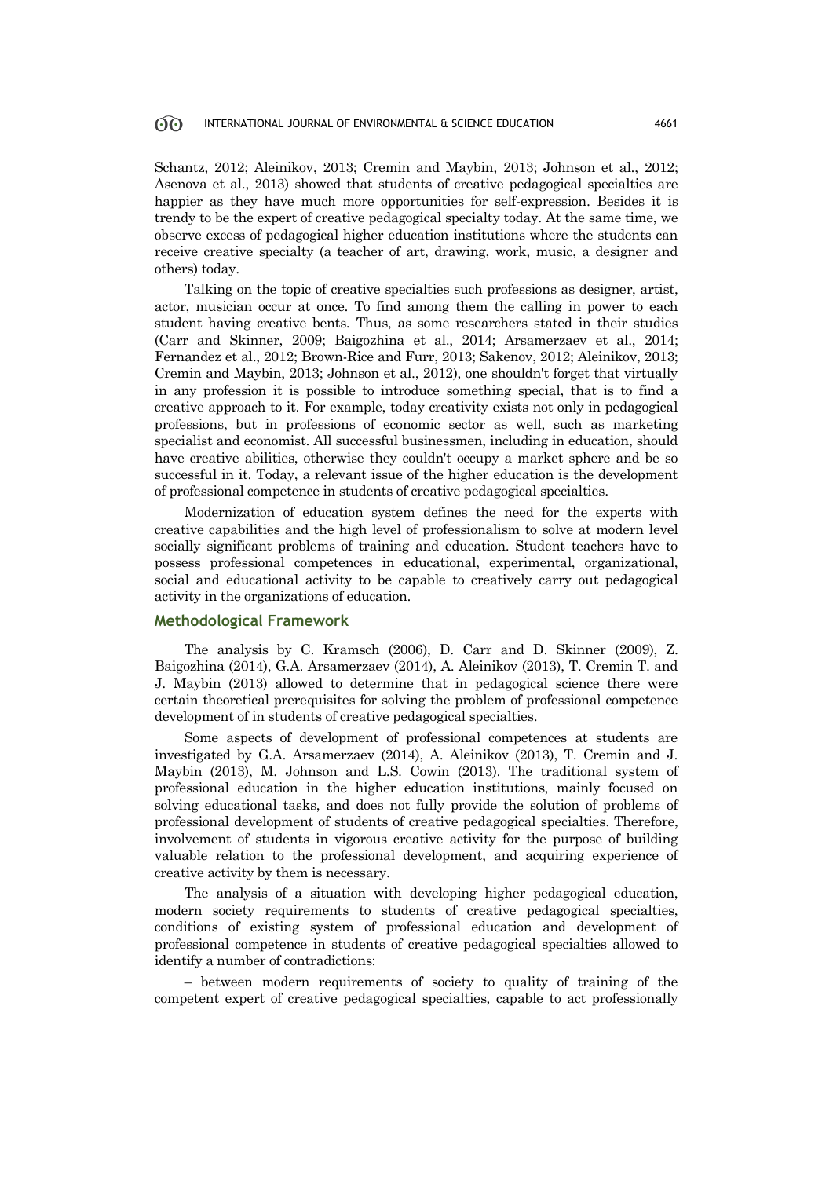Schantz, 2012; Aleinikov, 2013; Cremin and Maybin, 2013; Johnson et al., 2012; Asenova et al., 2013) showed that students of creative pedagogical specialties are happier as they have much more opportunities for self-expression. Besides it is trendy to be the expert of creative pedagogical specialty today. At the same time, we observe excess of pedagogical higher education institutions where the students can receive creative specialty (a teacher of art, drawing, work, music, a designer and others) today.

Talking on the topic of creative specialties such professions as designer, artist, actor, musician occur at once. To find among them the calling in power to each student having creative bents. Thus, as some researchers stated in their studies (Carr and Skinner, 2009; Baigozhina et al., 2014; Arsamerzaev et al., 2014; Fernandez et al., 2012; Brown-Rice and Furr, 2013; Sakenov, 2012; Aleinikov, 2013; Cremin and Maybin, 2013; Johnson et al., 2012), one shouldn't forget that virtually in any profession it is possible to introduce something special, that is to find a creative approach to it. For example, today creativity exists not only in pedagogical professions, but in professions of economic sector as well, such as marketing specialist and economist. All successful businessmen, including in education, should have creative abilities, otherwise they couldn't occupy a market sphere and be so successful in it. Today, a relevant issue of the higher education is the development of professional competence in students of creative pedagogical specialties.

Modernization of education system defines the need for the experts with creative capabilities and the high level of professionalism to solve at modern level socially significant problems of training and education. Student teachers have to possess professional competences in educational, experimental, organizational, social and educational activity to be capable to creatively carry out pedagogical activity in the organizations of education.

## Methodological Framework

The analysis by C. Kramsch (2006), D. Carr and D. Skinner (2009), Z. Baigozhina (2014), G.A. Arsamerzaev (2014), A. Aleinikov (2013), T. Cremin T. and J. Maybin (2013) allowed to determine that in pedagogical science there were certain theoretical prerequisites for solving the problem of professional competence development of in students of creative pedagogical specialties.

Some aspects of development of professional competences at students are investigated by G.A. Arsamerzaev (2014), A. Aleinikov (2013), T. Cremin and J. Maybin (2013), M. Johnson and L.S. Cowin (2013). The traditional system of professional education in the higher education institutions, mainly focused on solving educational tasks, and does not fully provide the solution of problems of professional development of students of creative pedagogical specialties. Therefore, involvement of students in vigorous creative activity for the purpose of building valuable relation to the professional development, and acquiring experience of creative activity by them is necessary.

The analysis of a situation with developing higher pedagogical education, modern society requirements to students of creative pedagogical specialties, conditions of existing system of professional education and development of professional competence in students of creative pedagogical specialties allowed to identify a number of contradictions:

– between modern requirements of society to quality of training of the competent expert of creative pedagogical specialties, capable to act professionally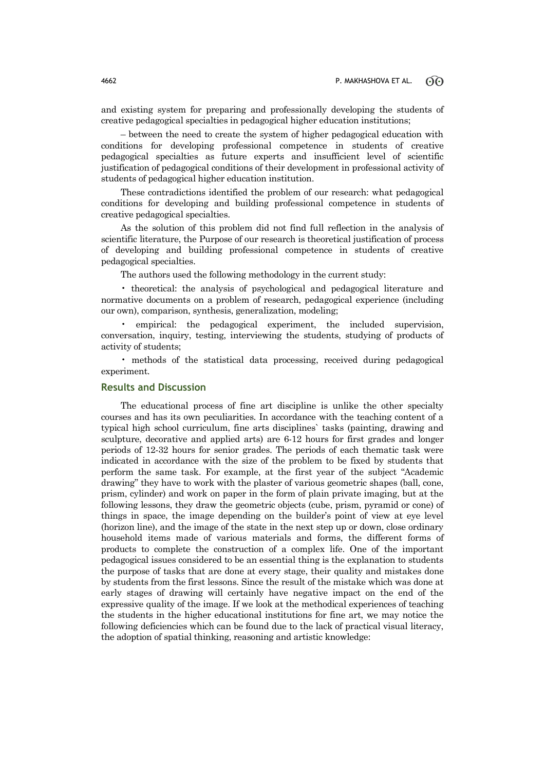and existing system for preparing and professionally developing the students of creative pedagogical specialties in pedagogical higher education institutions;

– between the need to create the system of higher pedagogical education with conditions for developing professional competence in students of creative pedagogical specialties as future experts and insufficient level of scientific justification of pedagogical conditions of their development in professional activity of students of pedagogical higher education institution.

These contradictions identified the problem of our research: what pedagogical conditions for developing and building professional competence in students of creative pedagogical specialties.

As the solution of this problem did not find full reflection in the analysis of scientific literature, the Purpose of our research is theoretical justification of process of developing and building professional competence in students of creative pedagogical specialties.

The authors used the following methodology in the current study:

- theoretical: the analysis of psychological and pedagogical literature and normative documents on a problem of research, pedagogical experience (including our own), comparison, synthesis, generalization, modeling;
- empirical: the pedagogical experiment, the included supervision, conversation, inquiry, testing, interviewing the students, studying of products of activity of students;
- methods of the statistical data processing, received during pedagogical experiment.

## Results and Discussion

The educational process of fine art discipline is unlike the other specialty courses and has its own peculiarities. In accordance with the teaching content of a typical high school curriculum, fine arts disciplines` tasks (painting, drawing and sculpture, decorative and applied arts) are 6-12 hours for first grades and longer periods of 12-32 hours for senior grades. The periods of each thematic task were indicated in accordance with the size of the problem to be fixed by students that perform the same task. For example, at the first year of the subject "Academic drawing" they have to work with the plaster of various geometric shapes (ball, cone, prism, cylinder) and work on paper in the form of plain private imaging, but at the following lessons, they draw the geometric objects (cube, prism, pyramid or cone) of things in space, the image depending on the builder's point of view at eye level (horizon line), and the image of the state in the next step up or down, close ordinary household items made of various materials and forms, the different forms of products to complete the construction of a complex life. One of the important pedagogical issues considered to be an essential thing is the explanation to students the purpose of tasks that are done at every stage, their quality and mistakes done by students from the first lessons. Since the result of the mistake which was done at early stages of drawing will certainly have negative impact on the end of the expressive quality of the image. If we look at the methodical experiences of teaching the students in the higher educational institutions for fine art, we may notice the following deficiencies which can be found due to the lack of practical visual literacy, the adoption of spatial thinking, reasoning and artistic knowledge: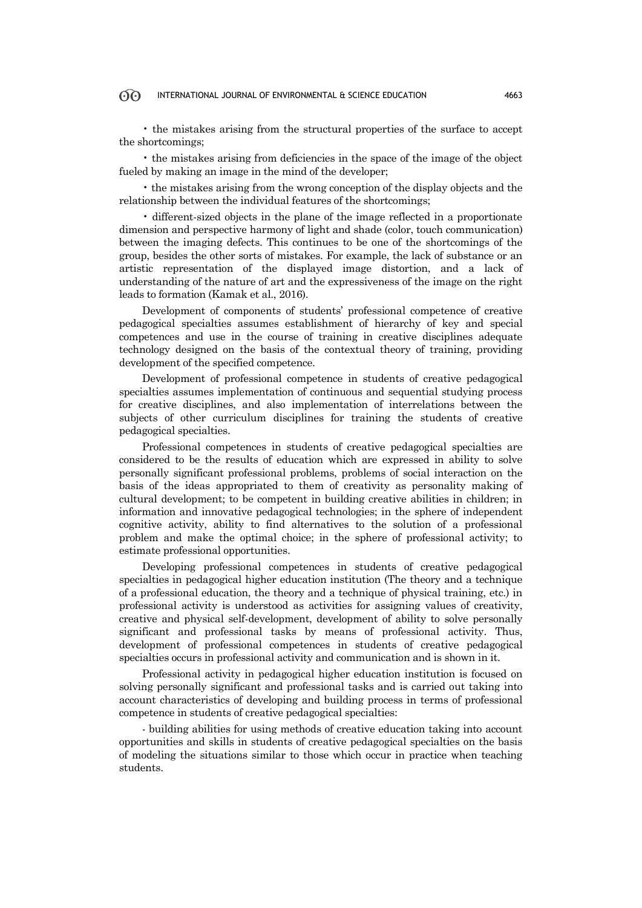- the mistakes arising from the structural properties of the surface to accept the shortcomings;

- the mistakes arising from deficiencies in the space of the image of the object fueled by making an image in the mind of the developer;

- the mistakes arising from the wrong conception of the display objects and the relationship between the individual features of the shortcomings;

- different-sized objects in the plane of the image reflected in a proportionate dimension and perspective harmony of light and shade (color, touch communication) between the imaging defects. This continues to be one of the shortcomings of the group, besides the other sorts of mistakes. For example, the lack of substance or an artistic representation of the displayed image distortion, and a lack of understanding of the nature of art and the expressiveness of the image on the right leads to formation (Kamak et al., 2016).

Development of components of students' professional competence of creative pedagogical specialties assumes establishment of hierarchy of key and special competences and use in the course of training in creative disciplines adequate technology designed on the basis of the contextual theory of training, providing development of the specified competence.

Development of professional competence in students of creative pedagogical specialties assumes implementation of continuous and sequential studying process for creative disciplines, and also implementation of interrelations between the subjects of other curriculum disciplines for training the students of creative pedagogical specialties.

Professional competences in students of creative pedagogical specialties are considered to be the results of education which are expressed in ability to solve personally significant professional problems, problems of social interaction on the basis of the ideas appropriated to them of creativity as personality making of cultural development; to be competent in building creative abilities in children; in information and innovative pedagogical technologies; in the sphere of independent cognitive activity, ability to find alternatives to the solution of a professional problem and make the optimal choice; in the sphere of professional activity; to estimate professional opportunities.

Developing professional competences in students of creative pedagogical specialties in pedagogical higher education institution (The theory and a technique of a professional education, the theory and a technique of physical training, etc.) in professional activity is understood as activities for assigning values of creativity, creative and physical self-development, development of ability to solve personally significant and professional tasks by means of professional activity. Thus, development of professional competences in students of creative pedagogical specialties occurs in professional activity and communication and is shown in it.

Professional activity in pedagogical higher education institution is focused on solving personally significant and professional tasks and is carried out taking into account characteristics of developing and building process in terms of professional competence in students of creative pedagogical specialties:

- building abilities for using methods of creative education taking into account opportunities and skills in students of creative pedagogical specialties on the basis of modeling the situations similar to those which occur in practice when teaching students.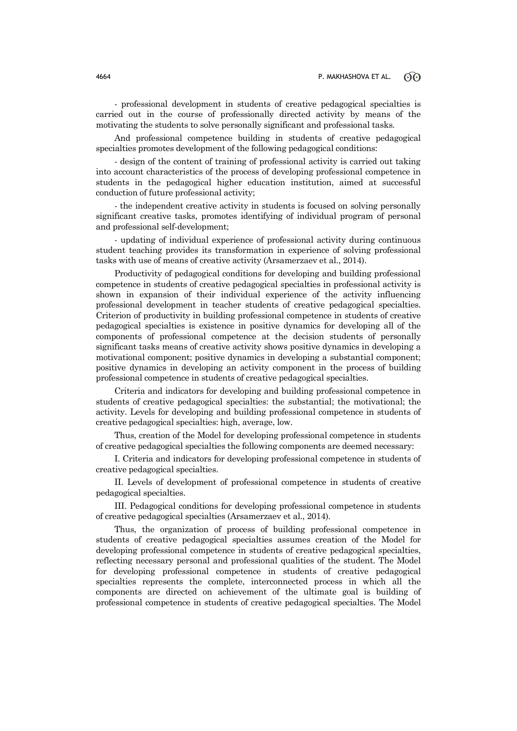- professional development in students of creative pedagogical specialties is carried out in the course of professionally directed activity by means of the motivating the students to solve personally significant and professional tasks.

And professional competence building in students of creative pedagogical specialties promotes development of the following pedagogical conditions:

- design of the content of training of professional activity is carried out taking into account characteristics of the process of developing professional competence in students in the pedagogical higher education institution, aimed at successful conduction of future professional activity;

- the independent creative activity in students is focused on solving personally significant creative tasks, promotes identifying of individual program of personal and professional self-development;

- updating of individual experience of professional activity during continuous student teaching provides its transformation in experience of solving professional tasks with use of means of creative activity (Arsamerzaev et al., 2014).

Productivity of pedagogical conditions for developing and building professional competence in students of creative pedagogical specialties in professional activity is shown in expansion of their individual experience of the activity influencing professional development in teacher students of creative pedagogical specialties. Criterion of productivity in building professional competence in students of creative pedagogical specialties is existence in positive dynamics for developing all of the components of professional competence at the decision students of personally significant tasks means of creative activity shows positive dynamics in developing a motivational component; positive dynamics in developing a substantial component; positive dynamics in developing an activity component in the process of building professional competence in students of creative pedagogical specialties.

Criteria and indicators for developing and building professional competence in students of creative pedagogical specialties: the substantial; the motivational; the activity. Levels for developing and building professional competence in students of creative pedagogical specialties: high, average, low.

Thus, creation of the Model for developing professional competence in students of creative pedagogical specialties the following components are deemed necessary:

I. Criteria and indicators for developing professional competence in students of creative pedagogical specialties.

II. Levels of development of professional competence in students of creative pedagogical specialties.

III. Pedagogical conditions for developing professional competence in students of creative pedagogical specialties (Arsamerzaev et al., 2014).

Thus, the organization of process of building professional competence in students of creative pedagogical specialties assumes creation of the Model for developing professional competence in students of creative pedagogical specialties, reflecting necessary personal and professional qualities of the student. The Model for developing professional competence in students of creative pedagogical specialties represents the complete, interconnected process in which all the components are directed on achievement of the ultimate goal is building of professional competence in students of creative pedagogical specialties. The Model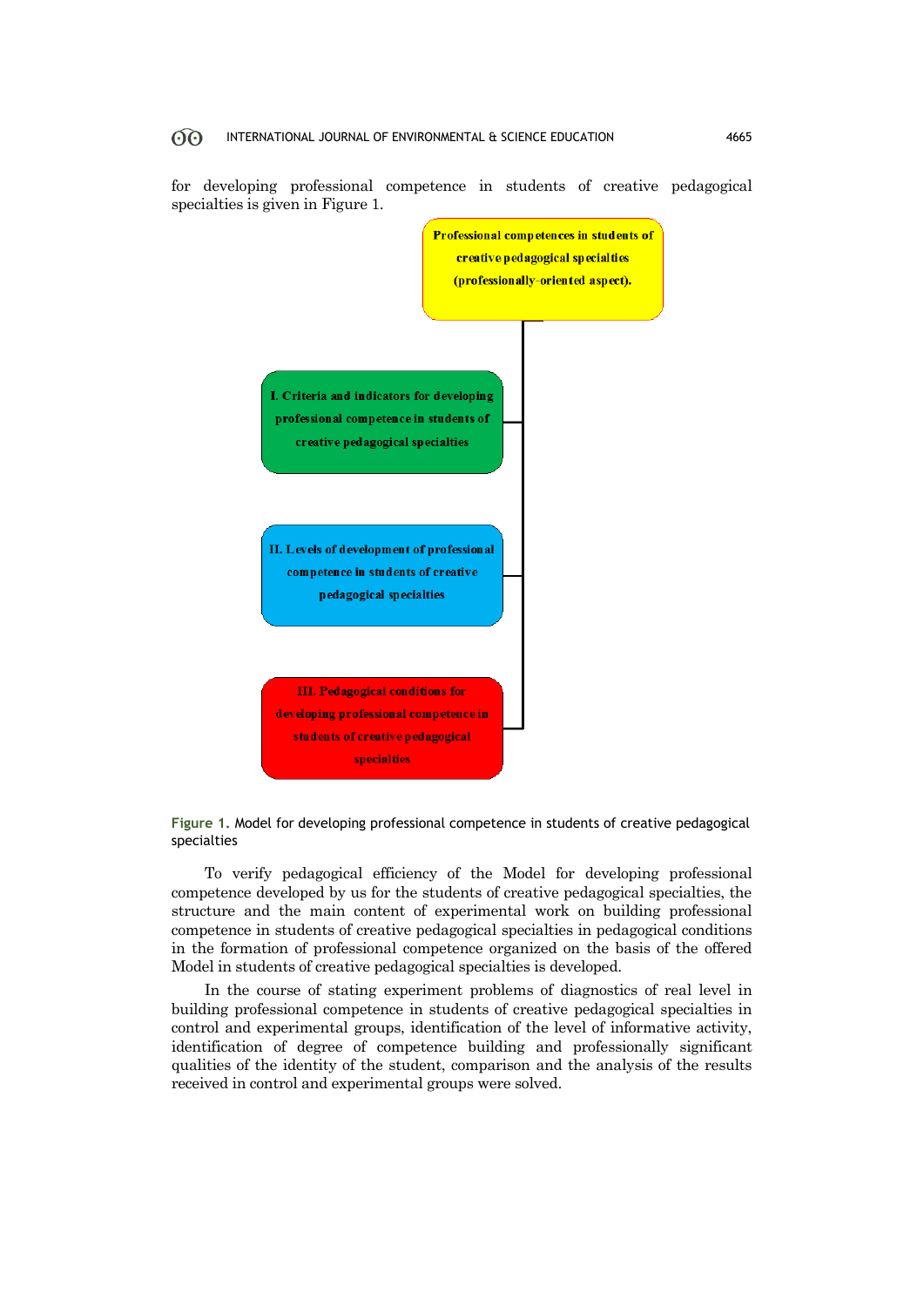for developing professional competence in students of creative pedagogical specialties is given in Figure 1.

**Professional competences in students of creative pedagogical specialties (professionally-oriented aspect).**

**I. Criteria and indicators for developing professional competence in students of creative pedagogical specialties**

**II. Levels of development of professional competence in students of creative pedagogical specialties**

**III. Pedagogical conditions for developing professional competence in students of creative pedagogical specialties**

**Figure 1.** Model for developing professional competence in students of creative pedagogical specialties

To verify pedagogical efficiency of the Model for developing professional competence developed by us for the students of creative pedagogical specialties, the structure and the main content of experimental work on building professional competence in students of creative pedagogical specialties in pedagogical conditions in the formation of professional competence organized on the basis of the offered Model in students of creative pedagogical specialties is developed.

In the course of stating experiment problems of diagnostics of real level in building professional competence in students of creative pedagogical specialties in control and experimental groups, identification of the level of informative activity, identification of degree of competence building and professionally significant qualities of the identity of the student, comparison and the analysis of the results received in control and experimental groups were solved.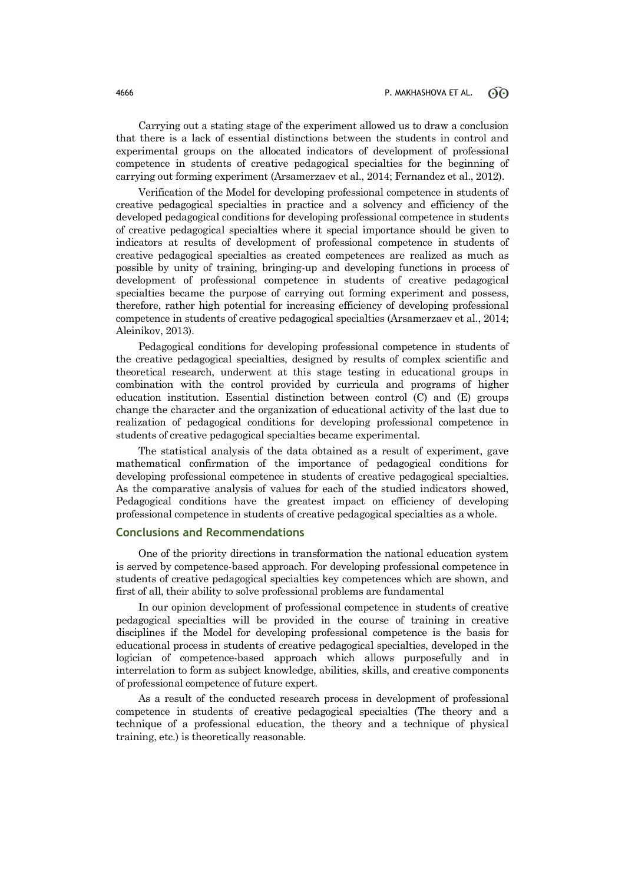Carrying out a stating stage of the experiment allowed us to draw a conclusion that there is a lack of essential distinctions between the students in control and experimental groups on the allocated indicators of development of professional competence in students of creative pedagogical specialties for the beginning of carrying out forming experiment (Arsamerzaev et al., 2014; Fernandez et al., 2012).

Verification of the Model for developing professional competence in students of creative pedagogical specialties in practice and a solvency and efficiency of the developed pedagogical conditions for developing professional competence in students of creative pedagogical specialties where it special importance should be given to indicators at results of development of professional competence in students of creative pedagogical specialties as created competences are realized as much as possible by unity of training, bringing-up and developing functions in process of development of professional competence in students of creative pedagogical specialties became the purpose of carrying out forming experiment and possess, therefore, rather high potential for increasing efficiency of developing professional competence in students of creative pedagogical specialties (Arsamerzaev et al., 2014; Aleinikov, 2013).

Pedagogical conditions for developing professional competence in students of the creative pedagogical specialties, designed by results of complex scientific and theoretical research, underwent at this stage testing in educational groups in combination with the control provided by curricula and programs of higher education institution. Essential distinction between control (C) and (E) groups change the character and the organization of educational activity of the last due to realization of pedagogical conditions for developing professional competence in students of creative pedagogical specialties became experimental.

The statistical analysis of the data obtained as a result of experiment, gave mathematical confirmation of the importance of pedagogical conditions for developing professional competence in students of creative pedagogical specialties. As the comparative analysis of values for each of the studied indicators showed, Pedagogical conditions have the greatest impact on efficiency of developing professional competence in students of creative pedagogical specialties as a whole.

## Conclusions and Recommendations

One of the priority directions in transformation the national education system is served by competence-based approach. For developing professional competence in students of creative pedagogical specialties key competences which are shown, and first of all, their ability to solve professional problems are fundamental

In our opinion development of professional competence in students of creative pedagogical specialties will be provided in the course of training in creative disciplines if the Model for developing professional competence is the basis for educational process in students of creative pedagogical specialties, developed in the logician of competence-based approach which allows purposefully and in interrelation to form as subject knowledge, abilities, skills, and creative components of professional competence of future expert.

As a result of the conducted research process in development of professional competence in students of creative pedagogical specialties (The theory and a technique of a professional education, the theory and a technique of physical training, etc.) is theoretically reasonable.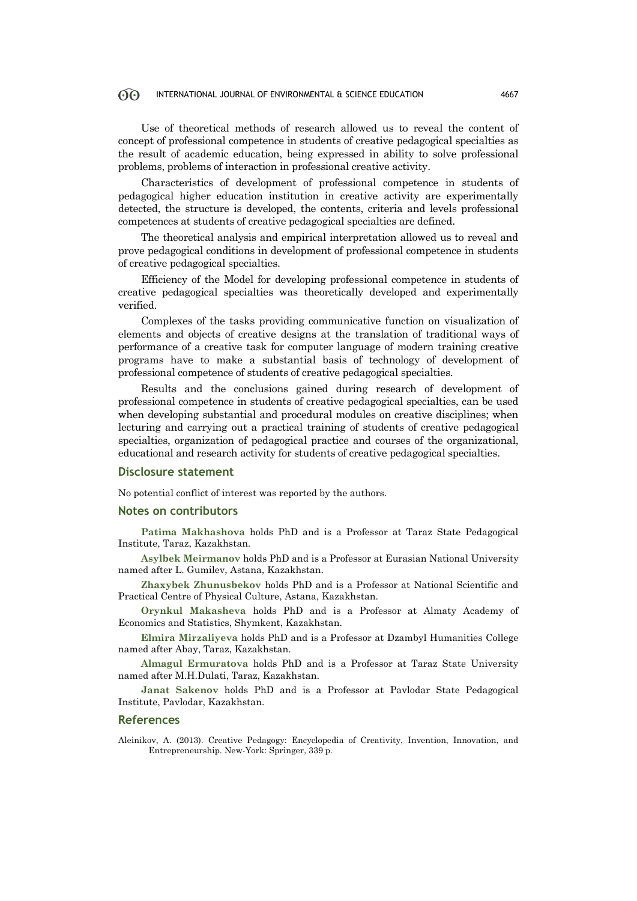Use of theoretical methods of research allowed us to reveal the content of concept of professional competence in students of creative pedagogical specialties as the result of academic education, being expressed in ability to solve professional problems, problems of interaction in professional creative activity.

Characteristics of development of professional competence in students of pedagogical higher education institution in creative activity are experimentally detected, the structure is developed, the contents, criteria and levels professional competences at students of creative pedagogical specialties are defined.

The theoretical analysis and empirical interpretation allowed us to reveal and prove pedagogical conditions in development of professional competence in students of creative pedagogical specialties.

Efficiency of the Model for developing professional competence in students of creative pedagogical specialties was theoretically developed and experimentally verified.

Complexes of the tasks providing communicative function on visualization of elements and objects of creative designs at the translation of traditional ways of performance of a creative task for computer language of modern training creative programs have to make a substantial basis of technology of development of professional competence of students of creative pedagogical specialties.

Results and the conclusions gained during research of development of professional competence in students of creative pedagogical specialties, can be used when developing substantial and procedural modules on creative disciplines; when lecturing and carrying out a practical training of students of creative pedagogical specialties, organization of pedagogical practice and courses of the organizational, educational and research activity for students of creative pedagogical specialties.

## Disclosure statement

No potential conflict of interest was reported by the authors.

## Notes on contributors

**Patima Makhashova** holds PhD and is a Professor at Taraz State Pedagogical Institute, Taraz, Kazakhstan.

**Asylbek Meirmanov** holds PhD and is a Professor at Eurasian National University named after L. Gumilev, Astana, Kazakhstan.

**Zhaxybek Zhunusbekov** holds PhD and is a Professor at National Scientific and Practical Centre of Physical Culture, Astana, Kazakhstan.

**Orynkul Makasheva** holds PhD and is a Professor at Almaty Academy of Economics and Statistics, Shymkent, Kazakhstan.

**Elmira Mirzaliyeva** holds PhD and is a Professor at Dzambyl Humanities College named after Abay, Taraz, Kazakhstan.

**Almagul Ermuratova** holds PhD and is a Professor at Taraz State University named after M.H.Dulati, Taraz, Kazakhstan.

**Janat Sakenov** holds PhD and is a Professor at Pavlodar State Pedagogical Institute, Pavlodar, Kazakhstan.

## References

Aleinikov, A. (2013). Creative Pedagogy: Encyclopedia of Creativity, Invention, Innovation, and Entrepreneurship. New-York: Springer, 339 p.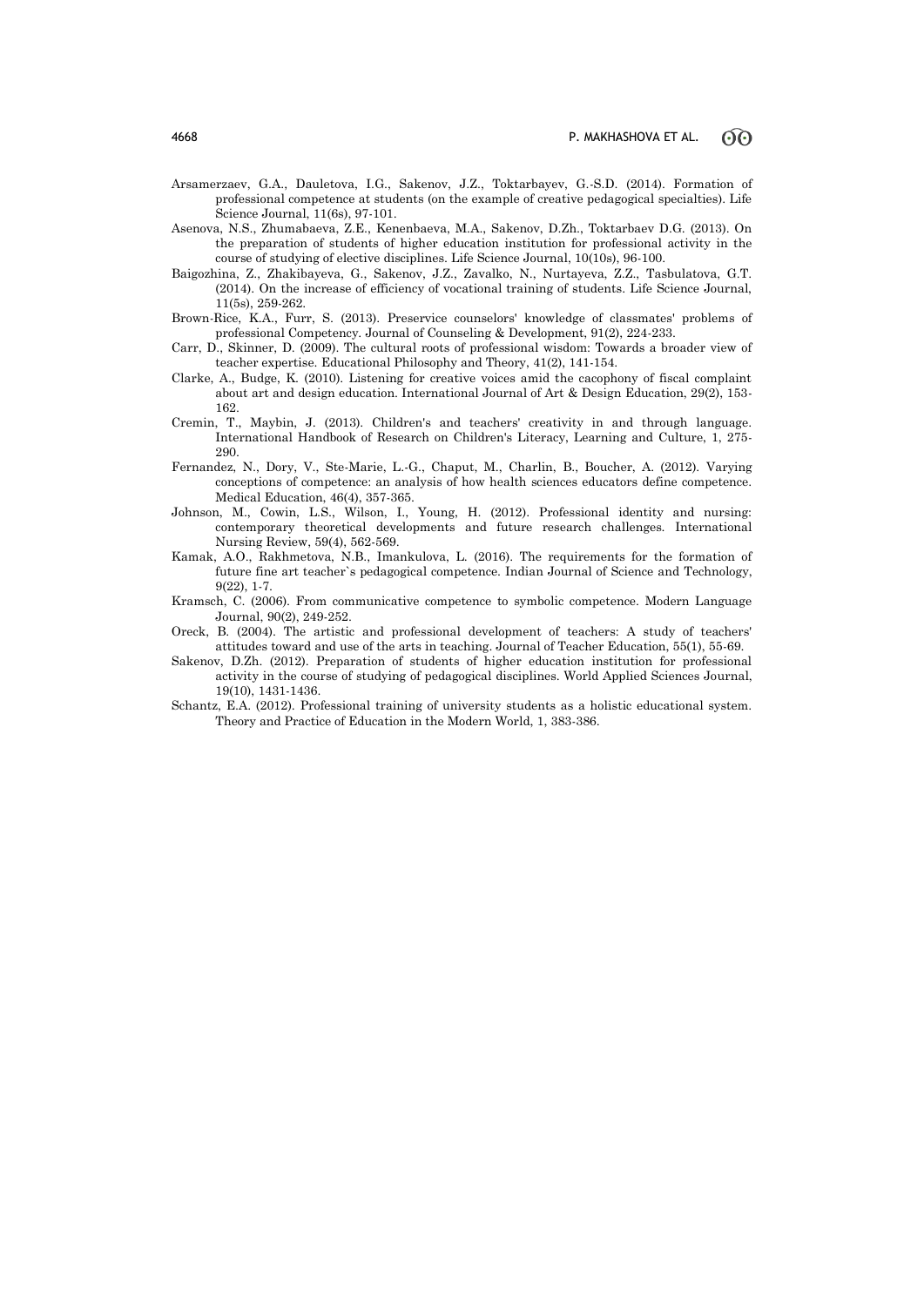Arsamerzaev, G.A., Dauletova, I.G., Sakenov, J.Z., Toktarbayev, G.-S.D. (2014). Formation of professional competence at students (on the example of creative pedagogical specialties). Life Science Journal, 11(6s), 97-101.

Asenova, N.S., Zhumabaeva, Z.E., Kenenbaeva, M.A., Sakenov, D.Zh., Toktarbaev D.G. (2013). On the preparation of students of higher education institution for professional activity in the course of studying of elective disciplines. Life Science Journal, 10(10s), 96-100.

Baigozhina, Z., Zhakibayeva, G., Sakenov, J.Z., Zavalko, N., Nurtayeva, Z.Z., Tasbulatova, G.T. (2014). On the increase of efficiency of vocational training of students. Life Science Journal, 11(5s), 259-262.

Brown-Rice, K.A., Furr, S. (2013). Preservice counselors' knowledge of classmates' problems of professional Competency. Journal of Counseling & Development, 91(2), 224-233.

Carr, D., Skinner, D. (2009). The cultural roots of professional wisdom: Towards a broader view of teacher expertise. Educational Philosophy and Theory, 41(2), 141-154.

Clarke, A., Budge, K. (2010). Listening for creative voices amid the cacophony of fiscal complaint about art and design education. International Journal of Art & Design Education, 29(2), 153-162.

Cremin, T., Maybin, J. (2013). Children's and teachers' creativity in and through language. International Handbook of Research on Children's Literacy, Learning and Culture, 1, 275-290.

Fernandez, N., Dory, V., Ste-Marie, L.-G., Chaput, M., Charlin, B., Boucher, A. (2012). Varying conceptions of competence: an analysis of how health sciences educators define competence. Medical Education, 46(4), 357-365.

Johnson, M., Cowin, L.S., Wilson, I., Young, H. (2012). Professional identity and nursing: contemporary theoretical developments and future research challenges. International Nursing Review, 59(4), 562-569.

Kamak, A.O., Rakhmetova, N.B., Imankulova, L. (2016). The requirements for the formation of future fine art teacher`s pedagogical competence. Indian Journal of Science and Technology, 9(22), 1-7.

Kramsch, C. (2006). From communicative competence to symbolic competence. Modern Language Journal, 90(2), 249-252.

Oreck, B. (2004). The artistic and professional development of teachers: A study of teachers' attitudes toward and use of the arts in teaching. Journal of Teacher Education, 55(1), 55-69.

Sakenov, D.Zh. (2012). Preparation of students of higher education institution for professional activity in the course of studying of pedagogical disciplines. World Applied Sciences Journal, 19(10), 1431-1436.

Schantz, E.A. (2012). Professional training of university students as a holistic educational system. Theory and Practice of Education in the Modern World, 1, 383-386.